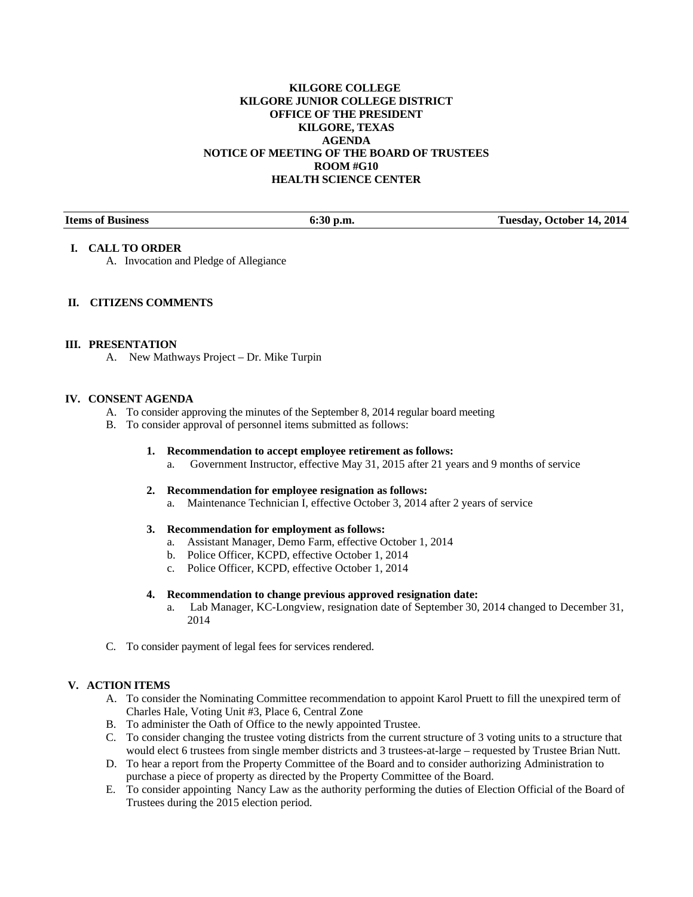**KILGORE COLLEGE**
**KILGORE JUNIOR COLLEGE DISTRICT**
**OFFICE OF THE PRESIDENT**
**KILGORE, TEXAS**
**AGENDA**
**NOTICE OF MEETING OF THE BOARD OF TRUSTEES**
**ROOM #G10**
**HEALTH SCIENCE CENTER**

| **Items of Business** | **6:30 p.m.** | **Tuesday, October 14, 2014** |
|---|---|---|

## I. CALL TO ORDER

A. Invocation and Pledge of Allegiance

## II. CITIZENS COMMENTS

## III. PRESENTATION

A. New Mathways Project – Dr. Mike Turpin

## IV. CONSENT AGENDA

A. To consider approving the minutes of the September 8, 2014 regular board meeting
B. To consider approval of personnel items submitted as follows:

1. **Recommendation to accept employee retirement as follows:**
   a. Government Instructor, effective May 31, 2015 after 21 years and 9 months of service

2. **Recommendation for employee resignation as follows:**
   a. Maintenance Technician I, effective October 3, 2014 after 2 years of service

3. **Recommendation for employment as follows:**
   a. Assistant Manager, Demo Farm, effective October 1, 2014
   b. Police Officer, KCPD, effective October 1, 2014
   c. Police Officer, KCPD, effective October 1, 2014

4. **Recommendation to change previous approved resignation date:**
   a. Lab Manager, KC-Longview, resignation date of September 30, 2014 changed to December 31, 2014

C. To consider payment of legal fees for services rendered.

## V. ACTION ITEMS

A. To consider the Nominating Committee recommendation to appoint Karol Pruett to fill the unexpired term of Charles Hale, Voting Unit #3, Place 6, Central Zone
B. To administer the Oath of Office to the newly appointed Trustee.
C. To consider changing the trustee voting districts from the current structure of 3 voting units to a structure that would elect 6 trustees from single member districts and 3 trustees-at-large – requested by Trustee Brian Nutt.
D. To hear a report from the Property Committee of the Board and to consider authorizing Administration to purchase a piece of property as directed by the Property Committee of the Board.
E. To consider appointing Nancy Law as the authority performing the duties of Election Official of the Board of Trustees during the 2015 election period.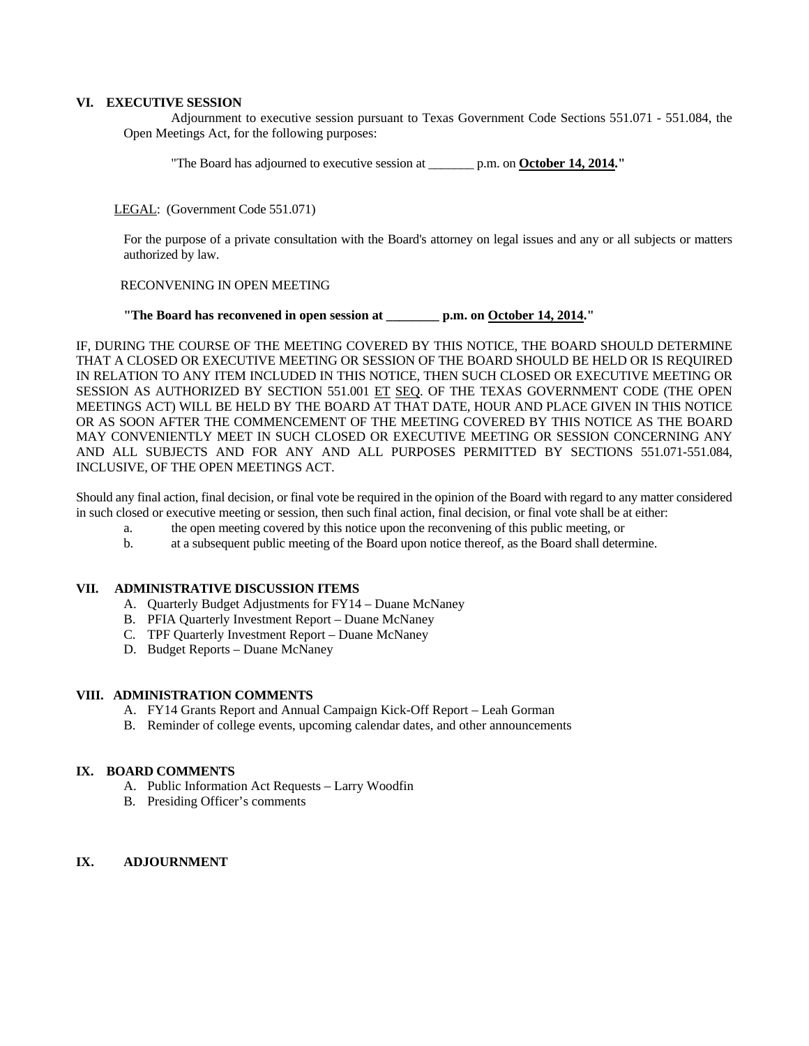## VI. EXECUTIVE SESSION

Adjournment to executive session pursuant to Texas Government Code Sections 551.071 - 551.084, the Open Meetings Act, for the following purposes:

"The Board has adjourned to executive session at _______ p.m. on **October 14, 2014**."

LEGAL: (Government Code 551.071)

For the purpose of a private consultation with the Board's attorney on legal issues and any or all subjects or matters authorized by law.

RECONVENING IN OPEN MEETING

**"The Board has reconvened in open session at ________ p.m. on October 14, 2014."**

IF, DURING THE COURSE OF THE MEETING COVERED BY THIS NOTICE, THE BOARD SHOULD DETERMINE THAT A CLOSED OR EXECUTIVE MEETING OR SESSION OF THE BOARD SHOULD BE HELD OR IS REQUIRED IN RELATION TO ANY ITEM INCLUDED IN THIS NOTICE, THEN SUCH CLOSED OR EXECUTIVE MEETING OR SESSION AS AUTHORIZED BY SECTION 551.001 ET SEQ. OF THE TEXAS GOVERNMENT CODE (THE OPEN MEETINGS ACT) WILL BE HELD BY THE BOARD AT THAT DATE, HOUR AND PLACE GIVEN IN THIS NOTICE OR AS SOON AFTER THE COMMENCEMENT OF THE MEETING COVERED BY THIS NOTICE AS THE BOARD MAY CONVENIENTLY MEET IN SUCH CLOSED OR EXECUTIVE MEETING OR SESSION CONCERNING ANY AND ALL SUBJECTS AND FOR ANY AND ALL PURPOSES PERMITTED BY SECTIONS 551.071-551.084, INCLUSIVE, OF THE OPEN MEETINGS ACT.

Should any final action, final decision, or final vote be required in the opinion of the Board with regard to any matter considered in such closed or executive meeting or session, then such final action, final decision, or final vote shall be at either:

a. the open meeting covered by this notice upon the reconvening of this public meeting, or
b. at a subsequent public meeting of the Board upon notice thereof, as the Board shall determine.

## VII. ADMINISTRATIVE DISCUSSION ITEMS

A. Quarterly Budget Adjustments for FY14 – Duane McNaney
B. PFIA Quarterly Investment Report – Duane McNaney
C. TPF Quarterly Investment Report – Duane McNaney
D. Budget Reports – Duane McNaney

## VIII. ADMINISTRATION COMMENTS

A. FY14 Grants Report and Annual Campaign Kick-Off Report – Leah Gorman
B. Reminder of college events, upcoming calendar dates, and other announcements

## IX. BOARD COMMENTS

A. Public Information Act Requests – Larry Woodfin
B. Presiding Officer's comments

## IX. ADJOURNMENT